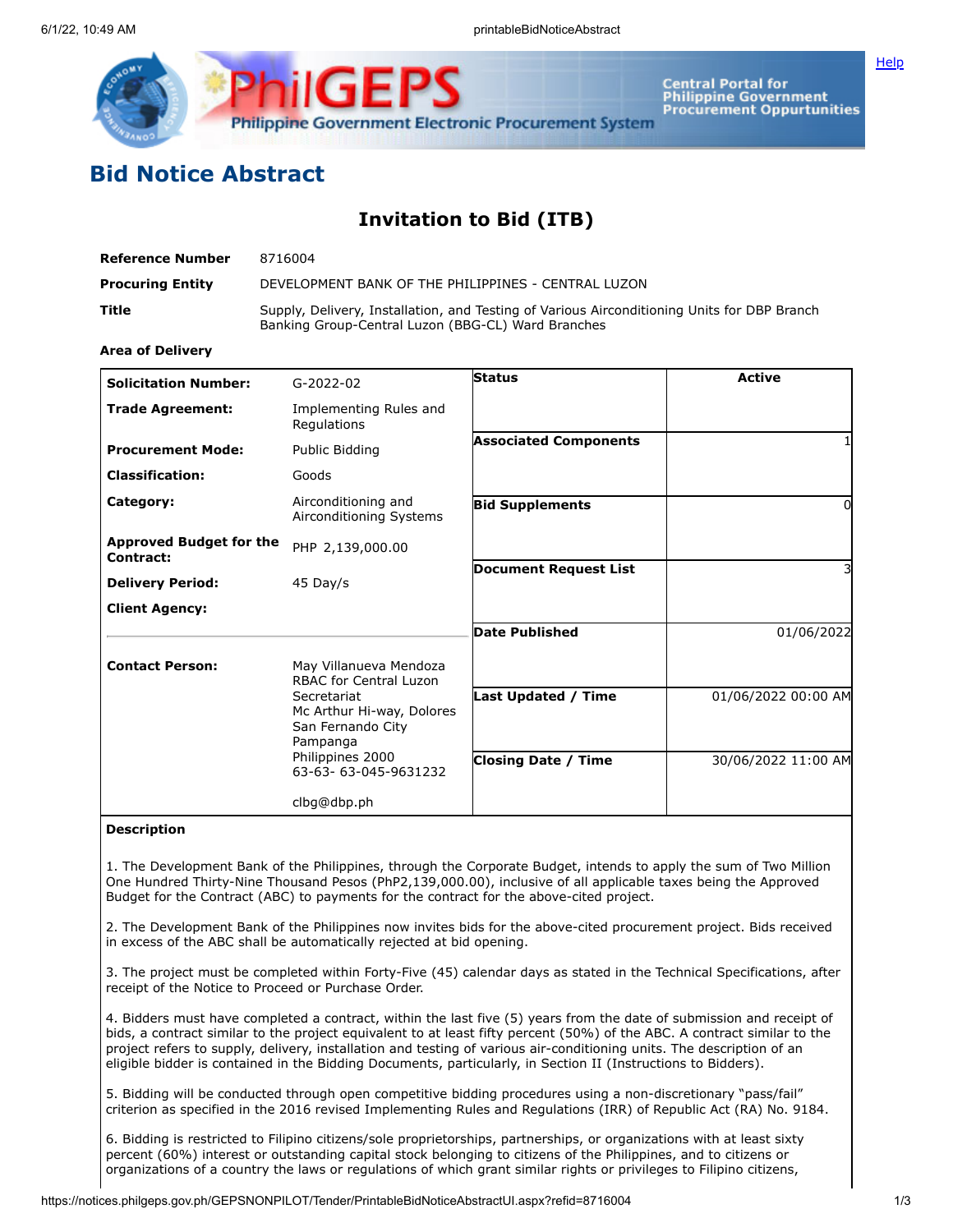## Bid Notice Abstract

### Invitation to Bid (ITB)

| | |
|---|---|
| **Reference Number** | 8716004 |
| **Procuring Entity** | DEVELOPMENT BANK OF THE PHILIPPINES - CENTRAL LUZON |
| **Title** | Supply, Delivery, Installation, and Testing of Various Airconditioning Units for DBP Branch Banking Group-Central Luzon (BBG-CL) Ward Branches |
| **Area of Delivery** | |

| | | | |
|---|---|---|---|
| **Solicitation Number:** | G-2022-02 | **Status** | Active |
| **Trade Agreement:** | Implementing Rules and Regulations | | |
| **Procurement Mode:** | Public Bidding | **Associated Components** | 1 |
| **Classification:** | Goods | | |
| **Category:** | Airconditioning and Airconditioning Systems | **Bid Supplements** | 0 |
| **Approved Budget for the Contract:** | PHP 2,139,000.00 | | |
| **Delivery Period:** | 45 Day/s | **Document Request List** | 3 |
| **Client Agency:** | | | |
| | | **Date Published** | 01/06/2022 |
| **Contact Person:** | May Villanueva Mendoza<br>RBAC for Central Luzon Secretariat<br>Mc Arthur Hi-way, Dolores<br>San Fernando City<br>Pampanga<br>Philippines 2000<br>63-63- 63-045-9631232<br><br>clbg@dbp.ph | **Last Updated / Time** | 01/06/2022 00:00 AM |
| | | **Closing Date / Time** | 30/06/2022 11:00 AM |

**Description**

1. The Development Bank of the Philippines, through the Corporate Budget, intends to apply the sum of Two Million One Hundred Thirty-Nine Thousand Pesos (PhP2,139,000.00), inclusive of all applicable taxes being the Approved Budget for the Contract (ABC) to payments for the contract for the above-cited project.

2. The Development Bank of the Philippines now invites bids for the above-cited procurement project. Bids received in excess of the ABC shall be automatically rejected at bid opening.

3. The project must be completed within Forty-Five (45) calendar days as stated in the Technical Specifications, after receipt of the Notice to Proceed or Purchase Order.

4. Bidders must have completed a contract, within the last five (5) years from the date of submission and receipt of bids, a contract similar to the project equivalent to at least fifty percent (50%) of the ABC. A contract similar to the project refers to supply, delivery, installation and testing of various air-conditioning units. The description of an eligible bidder is contained in the Bidding Documents, particularly, in Section II (Instructions to Bidders).

5. Bidding will be conducted through open competitive bidding procedures using a non-discretionary "pass/fail" criterion as specified in the 2016 revised Implementing Rules and Regulations (IRR) of Republic Act (RA) No. 9184.

6. Bidding is restricted to Filipino citizens/sole proprietorships, partnerships, or organizations with at least sixty percent (60%) interest or outstanding capital stock belonging to citizens of the Philippines, and to citizens or organizations of a country the laws or regulations of which grant similar rights or privileges to Filipino citizens,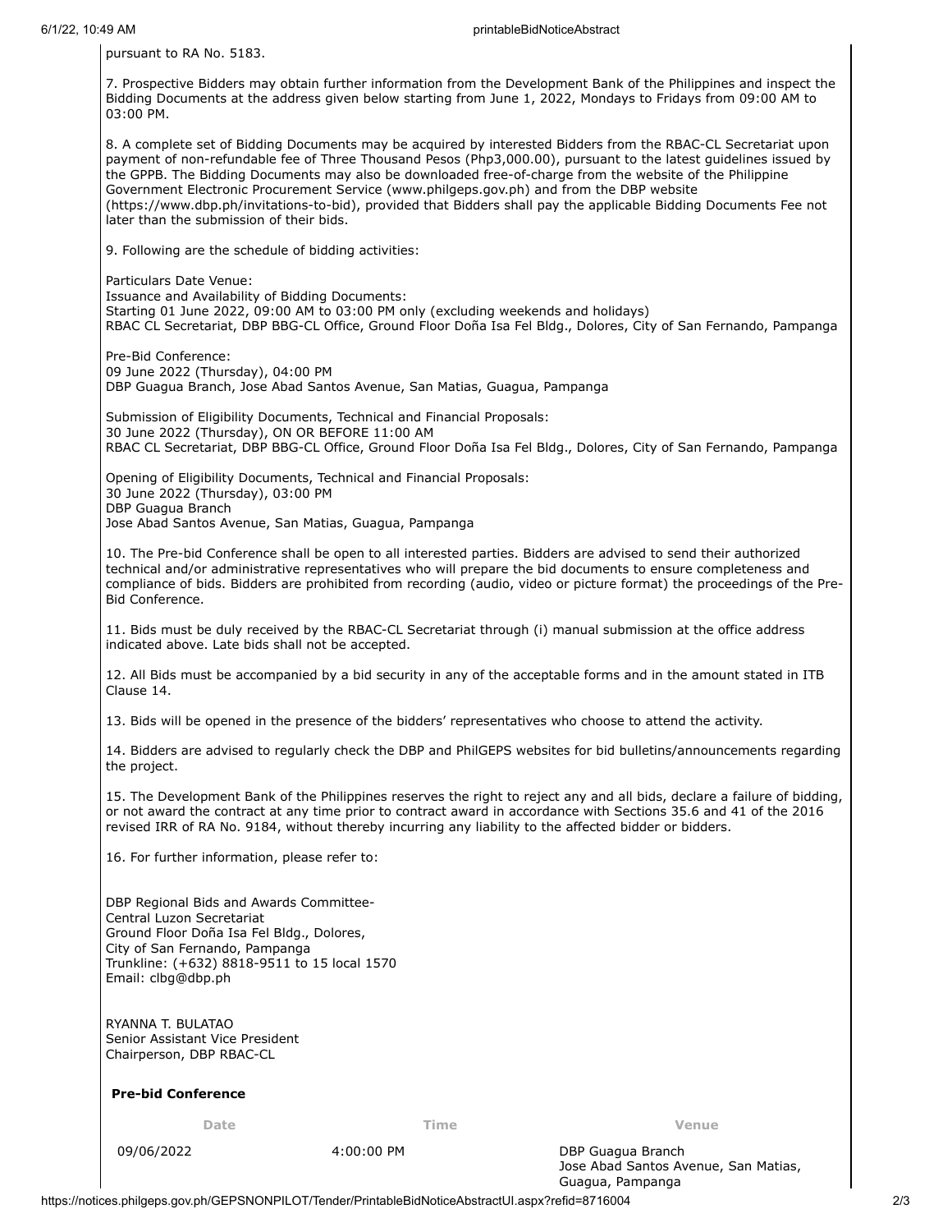pursuant to RA No. 5183.

7. Prospective Bidders may obtain further information from the Development Bank of the Philippines and inspect the Bidding Documents at the address given below starting from June 1, 2022, Mondays to Fridays from 09:00 AM to 03:00 PM.

8. A complete set of Bidding Documents may be acquired by interested Bidders from the RBAC-CL Secretariat upon payment of non-refundable fee of Three Thousand Pesos (Php3,000.00), pursuant to the latest guidelines issued by the GPPB. The Bidding Documents may also be downloaded free-of-charge from the website of the Philippine Government Electronic Procurement Service (www.philgeps.gov.ph) and from the DBP website (https://www.dbp.ph/invitations-to-bid), provided that Bidders shall pay the applicable Bidding Documents Fee not later than the submission of their bids.

9. Following are the schedule of bidding activities:

Particulars Date Venue:
Issuance and Availability of Bidding Documents:
Starting 01 June 2022, 09:00 AM to 03:00 PM only (excluding weekends and holidays)
RBAC CL Secretariat, DBP BBG-CL Office, Ground Floor Doña Isa Fel Bldg., Dolores, City of San Fernando, Pampanga

Pre-Bid Conference:
09 June 2022 (Thursday), 04:00 PM
DBP Guagua Branch, Jose Abad Santos Avenue, San Matias, Guagua, Pampanga

Submission of Eligibility Documents, Technical and Financial Proposals:
30 June 2022 (Thursday), ON OR BEFORE 11:00 AM
RBAC CL Secretariat, DBP BBG-CL Office, Ground Floor Doña Isa Fel Bldg., Dolores, City of San Fernando, Pampanga

Opening of Eligibility Documents, Technical and Financial Proposals:
30 June 2022 (Thursday), 03:00 PM
DBP Guagua Branch
Jose Abad Santos Avenue, San Matias, Guagua, Pampanga

10. The Pre-bid Conference shall be open to all interested parties. Bidders are advised to send their authorized technical and/or administrative representatives who will prepare the bid documents to ensure completeness and compliance of bids. Bidders are prohibited from recording (audio, video or picture format) the proceedings of the Pre-Bid Conference.

11. Bids must be duly received by the RBAC-CL Secretariat through (i) manual submission at the office address indicated above. Late bids shall not be accepted.

12. All Bids must be accompanied by a bid security in any of the acceptable forms and in the amount stated in ITB Clause 14.

13. Bids will be opened in the presence of the bidders' representatives who choose to attend the activity.

14. Bidders are advised to regularly check the DBP and PhilGEPS websites for bid bulletins/announcements regarding the project.

15. The Development Bank of the Philippines reserves the right to reject any and all bids, declare a failure of bidding, or not award the contract at any time prior to contract award in accordance with Sections 35.6 and 41 of the 2016 revised IRR of RA No. 9184, without thereby incurring any liability to the affected bidder or bidders.

16. For further information, please refer to:

DBP Regional Bids and Awards Committee-
Central Luzon Secretariat
Ground Floor Doña Isa Fel Bldg., Dolores,
City of San Fernando, Pampanga
Trunkline: (+632) 8818-9511 to 15 local 1570
Email: clbg@dbp.ph

RYANNA T. BULATAO
Senior Assistant Vice President
Chairperson, DBP RBAC-CL

**Pre-bid Conference**

| Date | Time | Venue |
|---|---|---|
| 09/06/2022 | 4:00:00 PM | DBP Guagua Branch Jose Abad Santos Avenue, San Matias, Guagua, Pampanga |